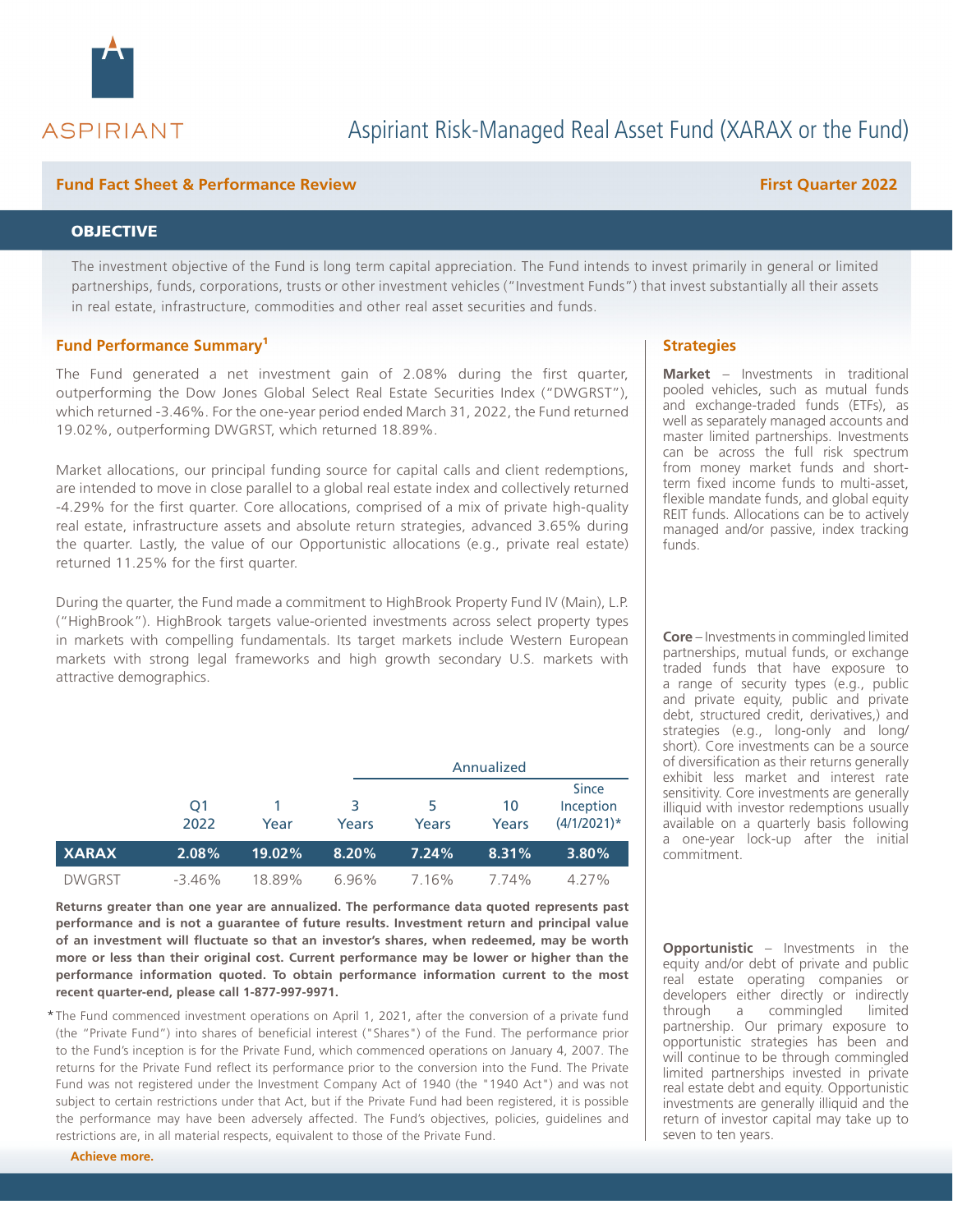ASPIRIANT

# Aspiriant Risk-Managed Real Asset Fund (XARAX or the Fund)

**Fund Fact Sheet & Performance Review** **First Quarter 2022**

## OBJECTIVE

The investment objective of the Fund is long term capital appreciation. The Fund intends to invest primarily in general or limited partnerships, funds, corporations, trusts or other investment vehicles ("Investment Funds") that invest substantially all their assets in real estate, infrastructure, commodities and other real asset securities and funds.

### Fund Performance Summary[1]

The Fund generated a net investment gain of 2.08% during the first quarter, outperforming the Dow Jones Global Select Real Estate Securities Index ("DWGRST"), which returned -3.46%. For the one-year period ended March 31, 2022, the Fund returned 19.02%, outperforming DWGRST, which returned 18.89%.

Market allocations, our principal funding source for capital calls and client redemptions, are intended to move in close parallel to a global real estate index and collectively returned -4.29% for the first quarter. Core allocations, comprised of a mix of private high-quality real estate, infrastructure assets and absolute return strategies, advanced 3.65% during the quarter. Lastly, the value of our Opportunistic allocations (e.g., private real estate) returned 11.25% for the first quarter.

During the quarter, the Fund made a commitment to HighBrook Property Fund IV (Main), L.P. ("HighBrook"). HighBrook targets value-oriented investments across select property types in markets with compelling fundamentals. Its target markets include Western European markets with strong legal frameworks and high growth secondary U.S. markets with attractive demographics.

| | | | Annualized | | | |
|---|---|---|---|---|---|---|
| | Q1 2022 | 1 Year | 3 Years | 5 Years | 10 Years | Since Inception (4/1/2021)* |
| **XARAX** | **2.08%** | **19.02%** | **8.20%** | **7.24%** | **8.31%** | **3.80%** |
| DWGRST | -3.46% | 18.89% | 6.96% | 7.16% | 7.74% | 4.27% |

**Returns greater than one year are annualized. The performance data quoted represents past performance and is not a guarantee of future results. Investment return and principal value of an investment will fluctuate so that an investor's shares, when redeemed, may be worth more or less than their original cost. Current performance may be lower or higher than the performance information quoted. To obtain performance information current to the most recent quarter-end, please call 1-877-997-9971.**

* The Fund commenced investment operations on April 1, 2021, after the conversion of a private fund (the "Private Fund") into shares of beneficial interest ("Shares") of the Fund. The performance prior to the Fund's inception is for the Private Fund, which commenced operations on January 4, 2007. The returns for the Private Fund reflect its performance prior to the conversion into the Fund. The Private Fund was not registered under the Investment Company Act of 1940 (the "1940 Act") and was not subject to certain restrictions under that Act, but if the Private Fund had been registered, it is possible the performance may have been adversely affected. The Fund's objectives, policies, guidelines and restrictions are, in all material respects, equivalent to those of the Private Fund.

### Strategies

**Market** – Investments in traditional pooled vehicles, such as mutual funds and exchange-traded funds (ETFs), as well as separately managed accounts and master limited partnerships. Investments can be across the full risk spectrum from money market funds and short-term fixed income funds to multi-asset, flexible mandate funds, and global equity REIT funds. Allocations can be to actively managed and/or passive, index tracking funds.

**Core** – Investments in commingled limited partnerships, mutual funds, or exchange traded funds that have exposure to a range of security types (e.g., public and private equity, public and private debt, structured credit, derivatives,) and strategies (e.g., long-only and long/short). Core investments can be a source of diversification as their returns generally exhibit less market and interest rate sensitivity. Core investments are generally illiquid with investor redemptions usually available on a quarterly basis following a one-year lock-up after the initial commitment.

**Opportunistic** – Investments in the equity and/or debt of private and public real estate operating companies or developers either directly or indirectly through a commingled limited partnership. Our primary exposure to opportunistic strategies has been and will continue to be through commingled limited partnerships invested in private real estate debt and equity. Opportunistic investments are generally illiquid and the return of investor capital may take up to seven to ten years.

**Achieve more.**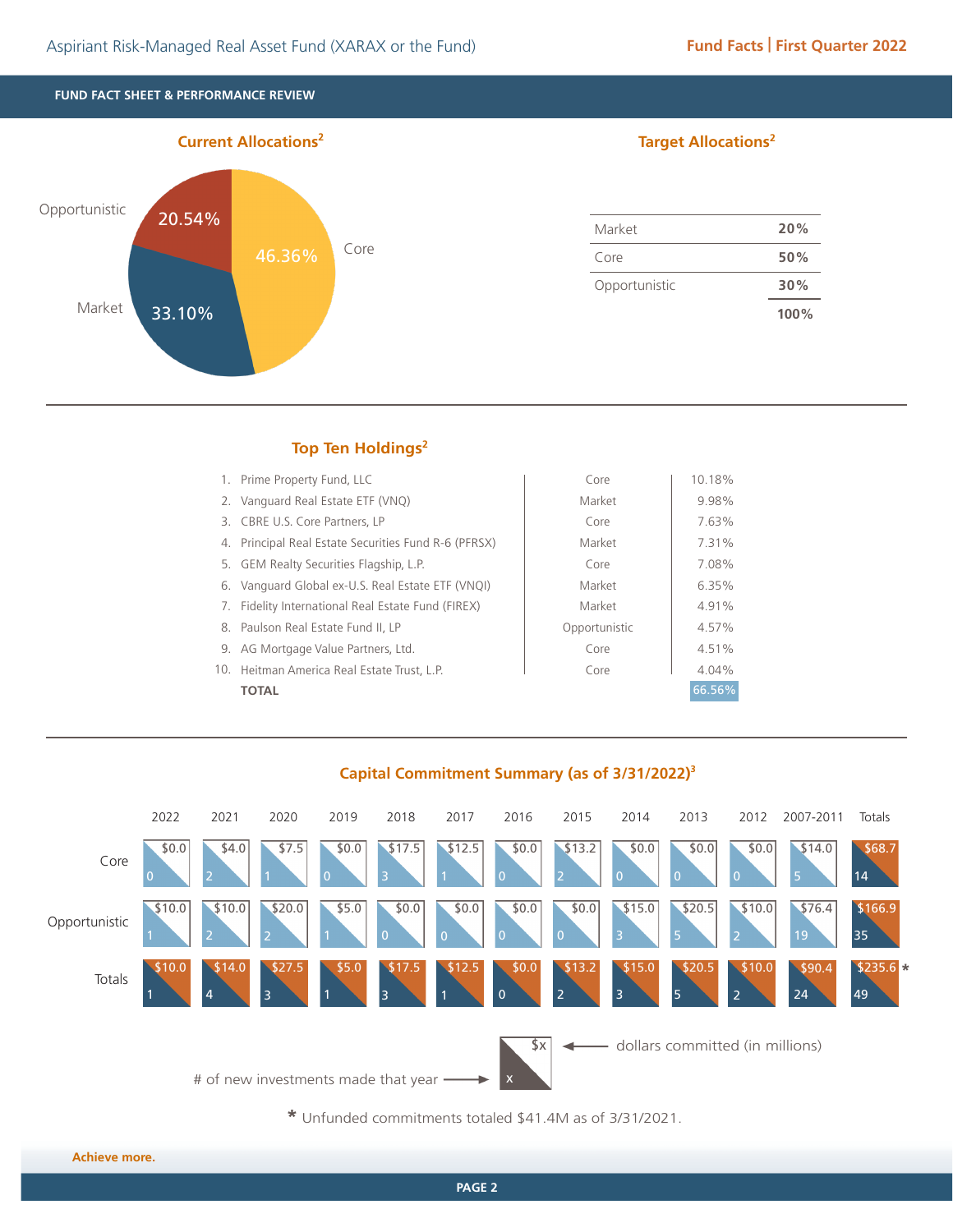## FUND FACT SHEET & PERFORMANCE REVIEW

### Current Allocations[2]

| Category | Allocation |
|---|---|
| Core | 46.36% |
| Market | 33.10% |
| Opportunistic | 20.54% |

### Target Allocations[2]

| | |
|---|---|
| Market | 20% |
| Core | 50% |
| Opportunistic | 30% |
| | 100% |

### Top Ten Holdings[2]

| # | Holding | Category | Weight |
|---|---|---|---|
| 1. | Prime Property Fund, LLC | Core | 10.18% |
| 2. | Vanguard Real Estate ETF (VNQ) | Market | 9.98% |
| 3. | CBRE U.S. Core Partners, LP | Core | 7.63% |
| 4. | Principal Real Estate Securities Fund R-6 (PFRSX) | Market | 7.31% |
| 5. | GEM Realty Securities Flagship, L.P. | Core | 7.08% |
| 6. | Vanguard Global ex-U.S. Real Estate ETF (VNQI) | Market | 6.35% |
| 7. | Fidelity International Real Estate Fund (FIREX) | Market | 4.91% |
| 8. | Paulson Real Estate Fund II, LP | Opportunistic | 4.57% |
| 9. | AG Mortgage Value Partners, Ltd. | Core | 4.51% |
| 10. | Heitman America Real Estate Trust, L.P. | Core | 4.04% |
| | **TOTAL** | | 66.56% |

### Capital Commitment Summary (as of 3/31/2022)[3]

| | 2022 | 2021 | 2020 | 2019 | 2018 | 2017 | 2016 | 2015 | 2014 | 2013 | 2012 | 2007-2011 | Totals |
|---|---|---|---|---|---|---|---|---|---|---|---|---|---|
| Core | $0.0 / 0 | $4.0 / 2 | $7.5 / 1 | $0.0 / 0 | $17.5 / 3 | $12.5 / 1 | $0.0 / 0 | $13.2 / 2 | $0.0 / 0 | $0.0 / 0 | $0.0 / 0 | $14.0 / 5 | $68.7 / 14 |
| Opportunistic | $10.0 / 1 | $10.0 / 2 | $20.0 / 2 | $5.0 / 1 | $0.0 / 0 | $0.0 / 0 | $0.0 / 0 | $0.0 / 0 | $15.0 / 3 | $20.5 / 5 | $10.0 / 2 | $76.4 / 19 | $166.9 / 35 |
| Totals | $10.0 / 1 | $14.0 / 4 | $27.5 / 3 | $5.0 / 1 | $17.5 / 3 | $12.5 / 1 | $0.0 / 0 | $13.2 / 2 | $15.0 / 3 | $20.5 / 5 | $10.0 / 2 | $90.4 / 24 | $235.6 / 49 * |

$x ← dollars committed (in millions)

x ← # of new investments made that year

\* Unfunded commitments totaled $41.4M as of 3/31/2021.

Achieve more.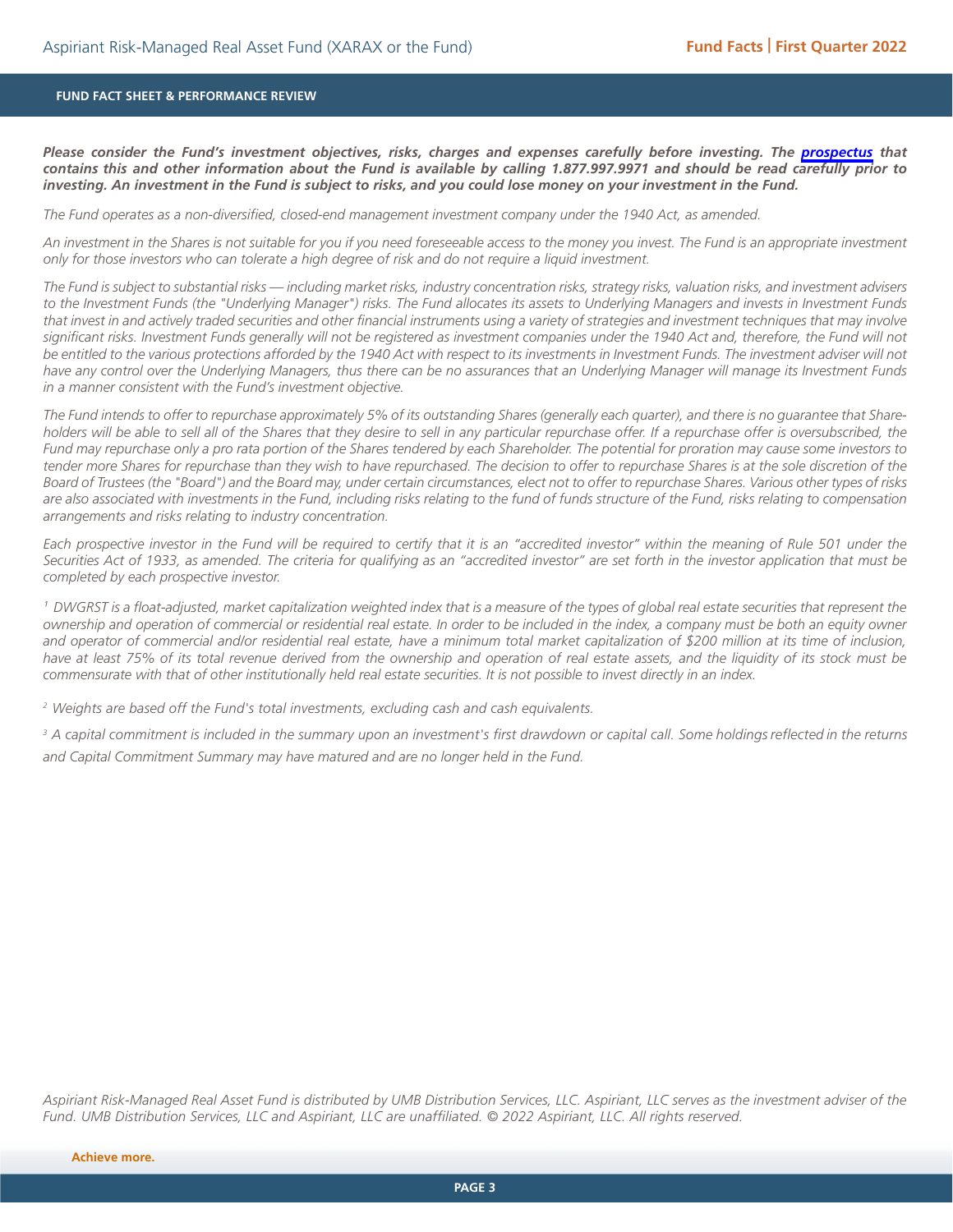**FUND FACT SHEET & PERFORMANCE REVIEW**

***Please consider the Fund's investment objectives, risks, charges and expenses carefully before investing. The [prospectus](#) that contains this and other information about the Fund is available by calling 1.877.997.9971 and should be read carefully prior to investing. An investment in the Fund is subject to risks, and you could lose money on your investment in the Fund.***

*The Fund operates as a non-diversified, closed-end management investment company under the 1940 Act, as amended.*

*An investment in the Shares is not suitable for you if you need foreseeable access to the money you invest. The Fund is an appropriate investment only for those investors who can tolerate a high degree of risk and do not require a liquid investment.*

*The Fund is subject to substantial risks — including market risks, industry concentration risks, strategy risks, valuation risks, and investment advisers to the Investment Funds (the "Underlying Manager") risks. The Fund allocates its assets to Underlying Managers and invests in Investment Funds that invest in and actively traded securities and other financial instruments using a variety of strategies and investment techniques that may involve significant risks. Investment Funds generally will not be registered as investment companies under the 1940 Act and, therefore, the Fund will not be entitled to the various protections afforded by the 1940 Act with respect to its investments in Investment Funds. The investment adviser will not have any control over the Underlying Managers, thus there can be no assurances that an Underlying Manager will manage its Investment Funds in a manner consistent with the Fund's investment objective.*

*The Fund intends to offer to repurchase approximately 5% of its outstanding Shares (generally each quarter), and there is no guarantee that Shareholders will be able to sell all of the Shares that they desire to sell in any particular repurchase offer. If a repurchase offer is oversubscribed, the Fund may repurchase only a pro rata portion of the Shares tendered by each Shareholder. The potential for proration may cause some investors to tender more Shares for repurchase than they wish to have repurchased. The decision to offer to repurchase Shares is at the sole discretion of the Board of Trustees (the "Board") and the Board may, under certain circumstances, elect not to offer to repurchase Shares. Various other types of risks are also associated with investments in the Fund, including risks relating to the fund of funds structure of the Fund, risks relating to compensation arrangements and risks relating to industry concentration.*

*Each prospective investor in the Fund will be required to certify that it is an "accredited investor" within the meaning of Rule 501 under the Securities Act of 1933, as amended. The criteria for qualifying as an "accredited investor" are set forth in the investor application that must be completed by each prospective investor.*

*[1] DWGRST is a float-adjusted, market capitalization weighted index that is a measure of the types of global real estate securities that represent the ownership and operation of commercial or residential real estate. In order to be included in the index, a company must be both an equity owner and operator of commercial and/or residential real estate, have a minimum total market capitalization of $200 million at its time of inclusion, have at least 75% of its total revenue derived from the ownership and operation of real estate assets, and the liquidity of its stock must be commensurate with that of other institutionally held real estate securities. It is not possible to invest directly in an index.*

*[2] Weights are based off the Fund's total investments, excluding cash and cash equivalents.*

*[3] A capital commitment is included in the summary upon an investment's first drawdown or capital call. Some holdings reflected in the returns and Capital Commitment Summary may have matured and are no longer held in the Fund.*

*Aspiriant Risk-Managed Real Asset Fund is distributed by UMB Distribution Services, LLC. Aspiriant, LLC serves as the investment adviser of the Fund. UMB Distribution Services, LLC and Aspiriant, LLC are unaffiliated. © 2022 Aspiriant, LLC. All rights reserved.*

**Achieve more.**